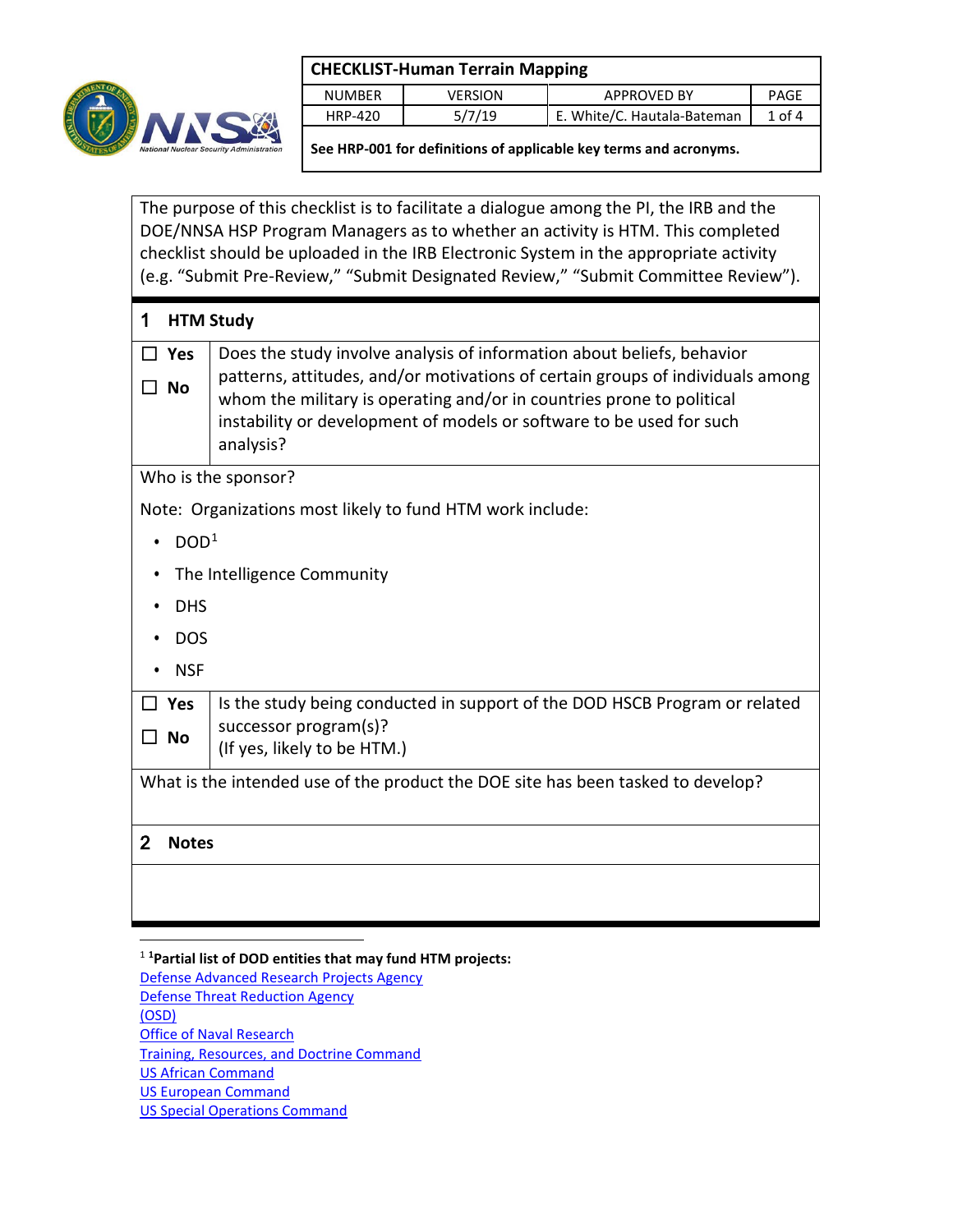| CHECKLIST-Human Terrain Mapping | | | |
|---|---|---|---|
| NUMBER | VERSION | APPROVED BY | PAGE |
| HRP-420 | 5/7/19 | E. White/C. Hautala-Bateman | 1 of 4 |
| **See HRP-001 for definitions of applicable key terms and acronyms.** | | | |

The purpose of this checklist is to facilitate a dialogue among the PI, the IRB and the DOE/NNSA HSP Program Managers as to whether an activity is HTM. This completed checklist should be uploaded in the IRB Electronic System in the appropriate activity (e.g. "Submit Pre-Review," "Submit Designated Review," "Submit Committee Review").

## 1 HTM Study

| | |
|---|---|
| ☐ **Yes** ☐ **No** | Does the study involve analysis of information about beliefs, behavior patterns, attitudes, and/or motivations of certain groups of individuals among whom the military is operating and/or in countries prone to political instability or development of models or software to be used for such analysis? |

Who is the sponsor?

Note: Organizations most likely to fund HTM work include:

- DOD[1]
- The Intelligence Community
- DHS
- DOS
- NSF

| | |
|---|---|
| ☐ **Yes** ☐ **No** | Is the study being conducted in support of the DOD HSCB Program or related successor program(s)? (If yes, likely to be HTM.) |

What is the intended use of the product the DOE site has been tasked to develop?

## 2 Notes

---

[1] **[1]Partial list of DOD entities that may fund HTM projects:**
Defense Advanced Research Projects Agency
Defense Threat Reduction Agency
(OSD)
Office of Naval Research
Training, Resources, and Doctrine Command
US African Command
US European Command
US Special Operations Command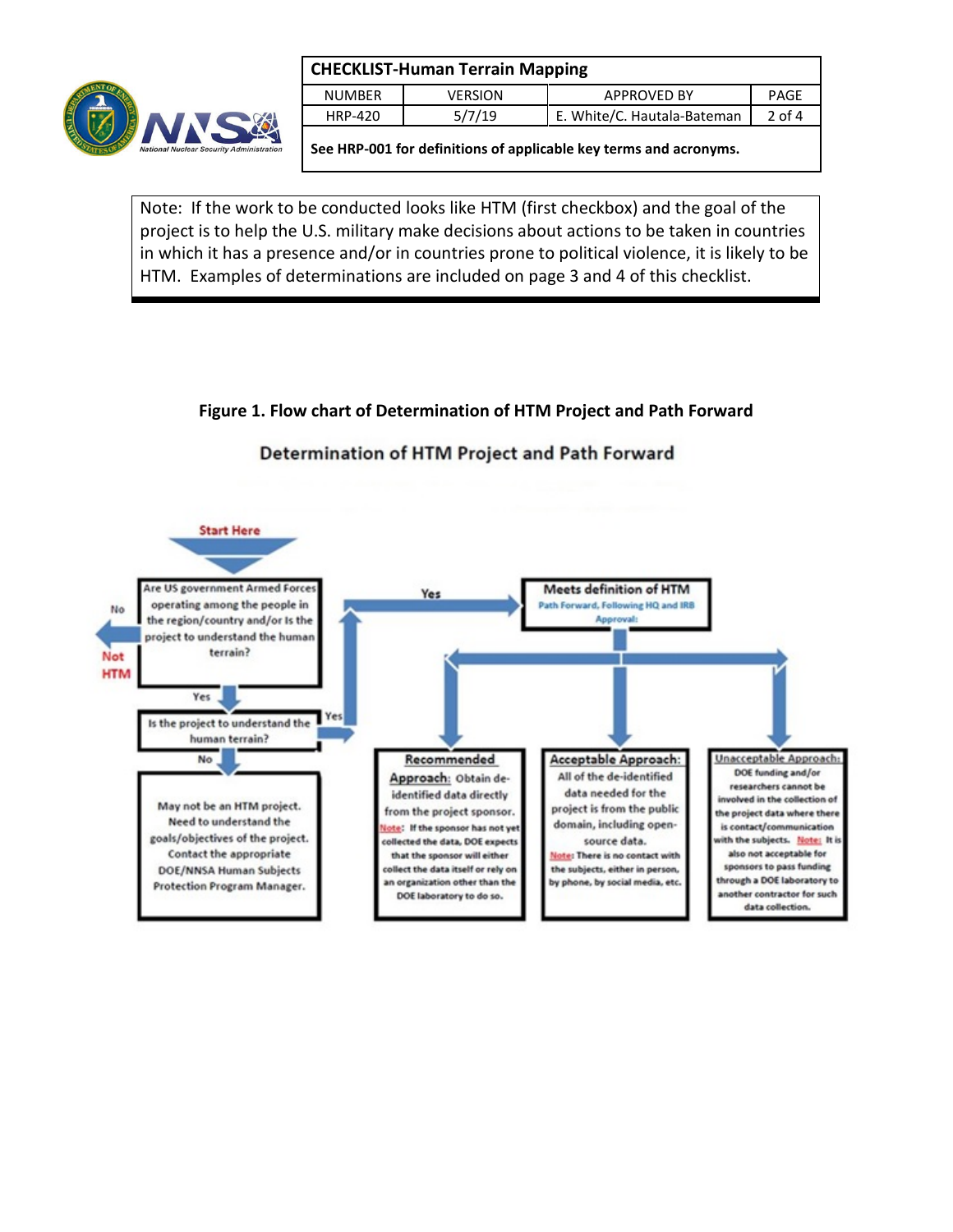Note: If the work to be conducted looks like HTM (first checkbox) and the goal of the project is to help the U.S. military make decisions about actions to be taken in countries in which it has a presence and/or in countries prone to political violence, it is likely to be HTM. Examples of determinations are included on page 3 and 4 of this checklist.

**Figure 1. Flow chart of Determination of HTM Project and Path Forward**

**Determination of HTM Project and Path Forward**

**Start Here**

Are US government Armed Forces operating among the people in the region/country and/or Is the project to understand the human terrain?

- No → **Not HTM**
- Yes → Is the project to understand the human terrain?
  - Yes → **Meets definition of HTM** — Path Forward, Following HQ and IRB Approval:
    - **Recommended Approach:** Obtain de-identified data directly from the project sponsor. Note: If the sponsor has not yet collected the data, DOE expects that the sponsor will either collect the data itself or rely on an organization other than the DOE laboratory to do so.
    - **Acceptable Approach:** All of the de-identified data needed for the project is from the public domain, including open-source data. Note: There is no contact with the subjects, either in person, by phone, by social media, etc.
    - **Unacceptable Approach:** DOE funding and/or researchers cannot be involved in the collection of the project data where there is contact/communication with the subjects. Note: It is also not acceptable for sponsors to pass funding through a DOE laboratory to another contractor for such data collection.
  - No → May not be an HTM project. Need to understand the goals/objectives of the project. Contact the appropriate DOE/NNSA Human Subjects Protection Program Manager.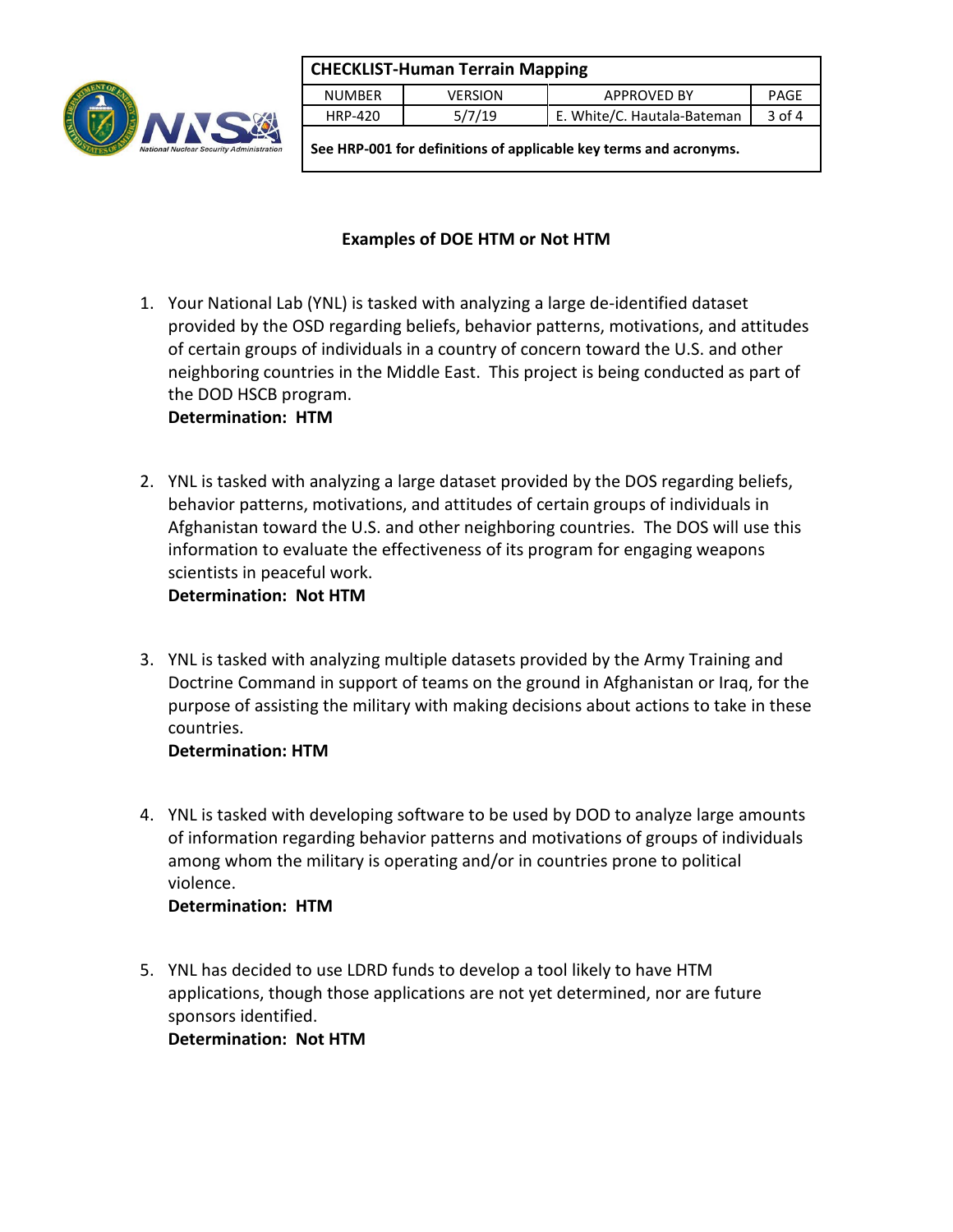## Examples of DOE HTM or Not HTM

1. Your National Lab (YNL) is tasked with analyzing a large de-identified dataset provided by the OSD regarding beliefs, behavior patterns, motivations, and attitudes of certain groups of individuals in a country of concern toward the U.S. and other neighboring countries in the Middle East. This project is being conducted as part of the DOD HSCB program.
   **Determination: HTM**

2. YNL is tasked with analyzing a large dataset provided by the DOS regarding beliefs, behavior patterns, motivations, and attitudes of certain groups of individuals in Afghanistan toward the U.S. and other neighboring countries. The DOS will use this information to evaluate the effectiveness of its program for engaging weapons scientists in peaceful work.
   **Determination: Not HTM**

3. YNL is tasked with analyzing multiple datasets provided by the Army Training and Doctrine Command in support of teams on the ground in Afghanistan or Iraq, for the purpose of assisting the military with making decisions about actions to take in these countries.
   **Determination: HTM**

4. YNL is tasked with developing software to be used by DOD to analyze large amounts of information regarding behavior patterns and motivations of groups of individuals among whom the military is operating and/or in countries prone to political violence.
   **Determination: HTM**

5. YNL has decided to use LDRD funds to develop a tool likely to have HTM applications, though those applications are not yet determined, nor are future sponsors identified.
   **Determination: Not HTM**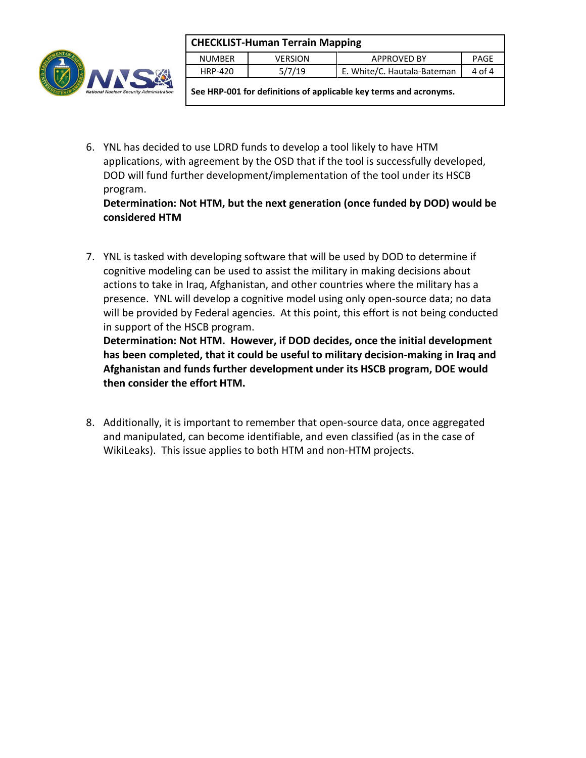6. YNL has decided to use LDRD funds to develop a tool likely to have HTM applications, with agreement by the OSD that if the tool is successfully developed, DOD will fund further development/implementation of the tool under its HSCB program.
   **Determination: Not HTM, but the next generation (once funded by DOD) would be considered HTM**

7. YNL is tasked with developing software that will be used by DOD to determine if cognitive modeling can be used to assist the military in making decisions about actions to take in Iraq, Afghanistan, and other countries where the military has a presence. YNL will develop a cognitive model using only open-source data; no data will be provided by Federal agencies. At this point, this effort is not being conducted in support of the HSCB program.
   **Determination: Not HTM. However, if DOD decides, once the initial development has been completed, that it could be useful to military decision-making in Iraq and Afghanistan and funds further development under its HSCB program, DOE would then consider the effort HTM.**

8. Additionally, it is important to remember that open-source data, once aggregated and manipulated, can become identifiable, and even classified (as in the case of WikiLeaks). This issue applies to both HTM and non-HTM projects.